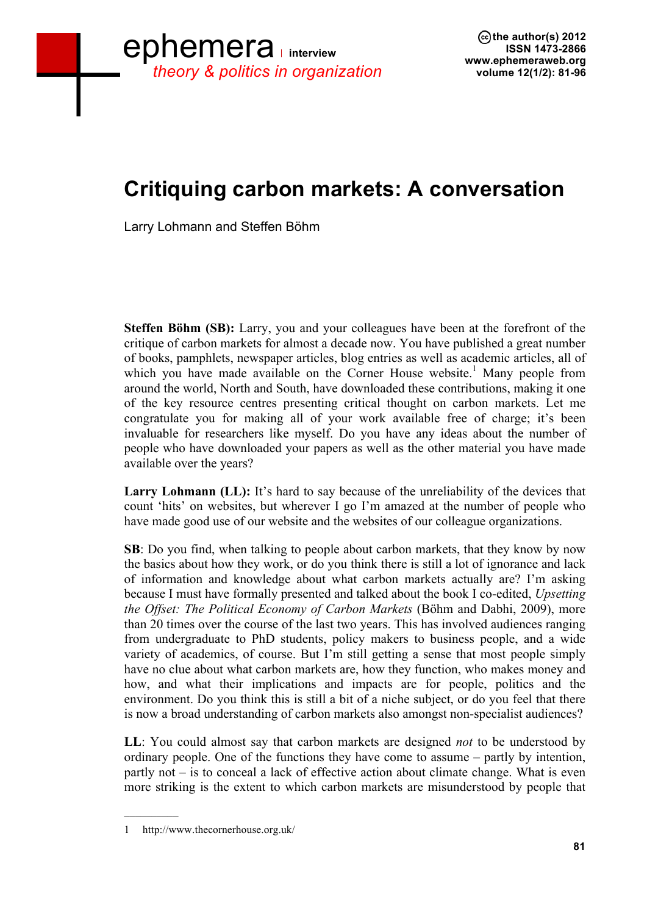# Critiquing carbon markets: A conversation

Larry Lohmann and Steffen Böhm

**Steffen Böhm (SB):** Larry, you and your colleagues have been at the forefront of the critique of carbon markets for almost a decade now. You have published a great number of books, pamphlets, newspaper articles, blog entries as well as academic articles, all of which you have made available on the Corner House website.[1] Many people from around the world, North and South, have downloaded these contributions, making it one of the key resource centres presenting critical thought on carbon markets. Let me congratulate you for making all of your work available free of charge; it's been invaluable for researchers like myself. Do you have any ideas about the number of people who have downloaded your papers as well as the other material you have made available over the years?

**Larry Lohmann (LL):** It's hard to say because of the unreliability of the devices that count 'hits' on websites, but wherever I go I'm amazed at the number of people who have made good use of our website and the websites of our colleague organizations.

**SB**: Do you find, when talking to people about carbon markets, that they know by now the basics about how they work, or do you think there is still a lot of ignorance and lack of information and knowledge about what carbon markets actually are? I'm asking because I must have formally presented and talked about the book I co-edited, *Upsetting the Offset: The Political Economy of Carbon Markets* (Böhm and Dabhi, 2009), more than 20 times over the course of the last two years. This has involved audiences ranging from undergraduate to PhD students, policy makers to business people, and a wide variety of academics, of course. But I'm still getting a sense that most people simply have no clue about what carbon markets are, how they function, who makes money and how, and what their implications and impacts are for people, politics and the environment. Do you think this is still a bit of a niche subject, or do you feel that there is now a broad understanding of carbon markets also amongst non-specialist audiences?

**LL**: You could almost say that carbon markets are designed *not* to be understood by ordinary people. One of the functions they have come to assume – partly by intention, partly not – is to conceal a lack of effective action about climate change. What is even more striking is the extent to which carbon markets are misunderstood by people that

---

1 http://www.thecornerhouse.org.uk/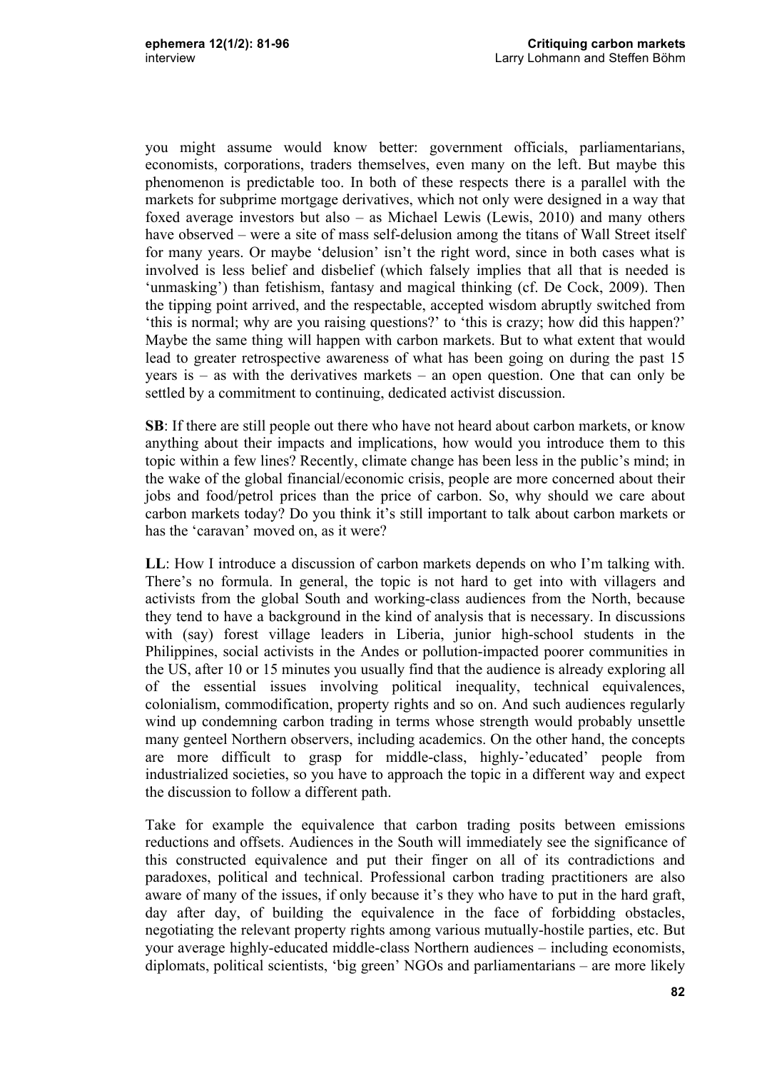you might assume would know better: government officials, parliamentarians, economists, corporations, traders themselves, even many on the left. But maybe this phenomenon is predictable too. In both of these respects there is a parallel with the markets for subprime mortgage derivatives, which not only were designed in a way that foxed average investors but also – as Michael Lewis (Lewis, 2010) and many others have observed – were a site of mass self-delusion among the titans of Wall Street itself for many years. Or maybe 'delusion' isn't the right word, since in both cases what is involved is less belief and disbelief (which falsely implies that all that is needed is 'unmasking') than fetishism, fantasy and magical thinking (cf. De Cock, 2009). Then the tipping point arrived, and the respectable, accepted wisdom abruptly switched from 'this is normal; why are you raising questions?' to 'this is crazy; how did this happen?' Maybe the same thing will happen with carbon markets. But to what extent that would lead to greater retrospective awareness of what has been going on during the past 15 years is – as with the derivatives markets – an open question. One that can only be settled by a commitment to continuing, dedicated activist discussion.

**SB**: If there are still people out there who have not heard about carbon markets, or know anything about their impacts and implications, how would you introduce them to this topic within a few lines? Recently, climate change has been less in the public's mind; in the wake of the global financial/economic crisis, people are more concerned about their jobs and food/petrol prices than the price of carbon. So, why should we care about carbon markets today? Do you think it's still important to talk about carbon markets or has the 'caravan' moved on, as it were?

**LL**: How I introduce a discussion of carbon markets depends on who I'm talking with. There's no formula. In general, the topic is not hard to get into with villagers and activists from the global South and working-class audiences from the North, because they tend to have a background in the kind of analysis that is necessary. In discussions with (say) forest village leaders in Liberia, junior high-school students in the Philippines, social activists in the Andes or pollution-impacted poorer communities in the US, after 10 or 15 minutes you usually find that the audience is already exploring all of the essential issues involving political inequality, technical equivalences, colonialism, commodification, property rights and so on. And such audiences regularly wind up condemning carbon trading in terms whose strength would probably unsettle many genteel Northern observers, including academics. On the other hand, the concepts are more difficult to grasp for middle-class, highly-'educated' people from industrialized societies, so you have to approach the topic in a different way and expect the discussion to follow a different path.

Take for example the equivalence that carbon trading posits between emissions reductions and offsets. Audiences in the South will immediately see the significance of this constructed equivalence and put their finger on all of its contradictions and paradoxes, political and technical. Professional carbon trading practitioners are also aware of many of the issues, if only because it's they who have to put in the hard graft, day after day, of building the equivalence in the face of forbidding obstacles, negotiating the relevant property rights among various mutually-hostile parties, etc. But your average highly-educated middle-class Northern audiences – including economists, diplomats, political scientists, 'big green' NGOs and parliamentarians – are more likely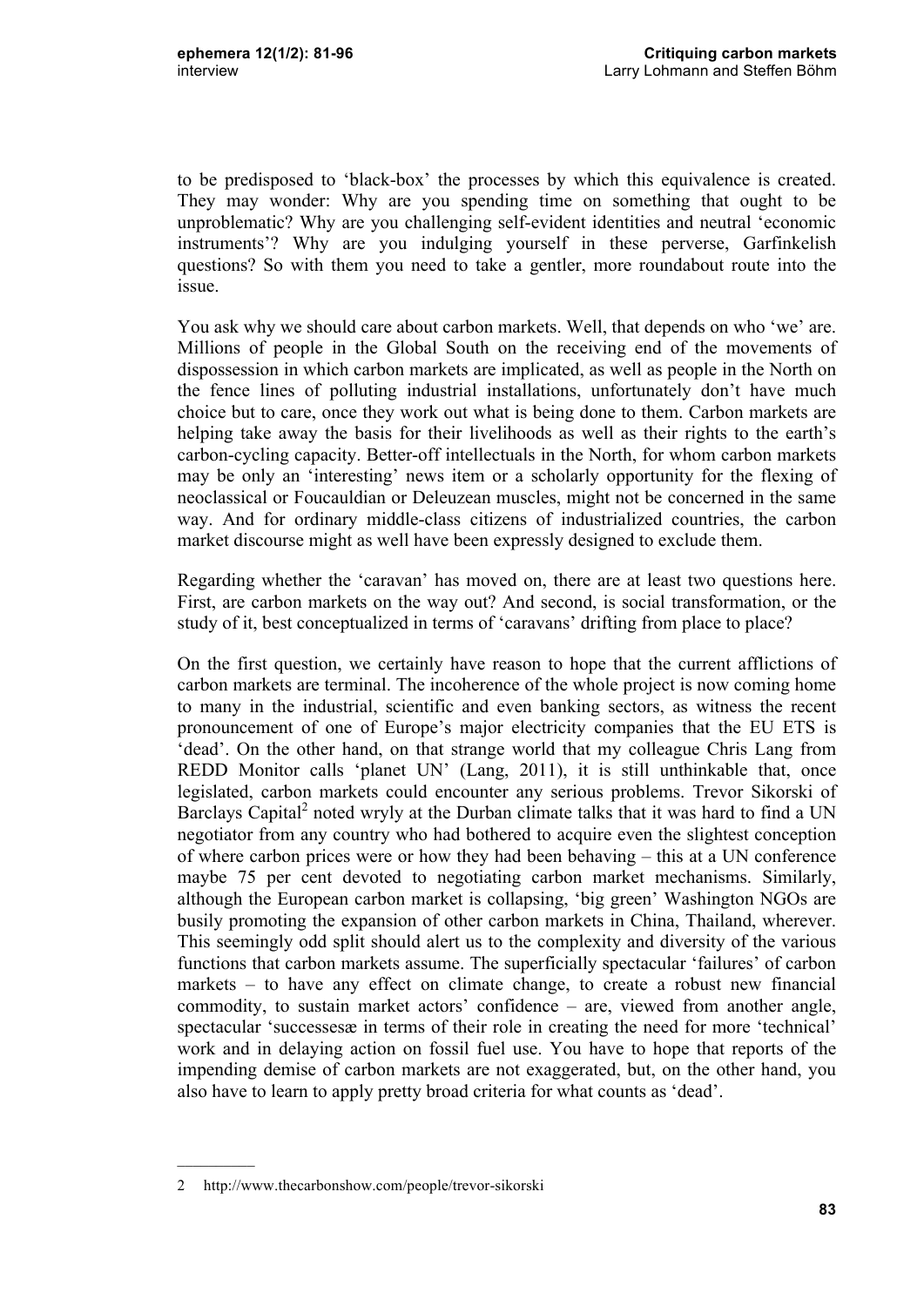to be predisposed to 'black-box' the processes by which this equivalence is created. They may wonder: Why are you spending time on something that ought to be unproblematic? Why are you challenging self-evident identities and neutral 'economic instruments'? Why are you indulging yourself in these perverse, Garfinkelish questions? So with them you need to take a gentler, more roundabout route into the issue.

You ask why we should care about carbon markets. Well, that depends on who 'we' are. Millions of people in the Global South on the receiving end of the movements of dispossession in which carbon markets are implicated, as well as people in the North on the fence lines of polluting industrial installations, unfortunately don't have much choice but to care, once they work out what is being done to them. Carbon markets are helping take away the basis for their livelihoods as well as their rights to the earth's carbon-cycling capacity. Better-off intellectuals in the North, for whom carbon markets may be only an 'interesting' news item or a scholarly opportunity for the flexing of neoclassical or Foucauldian or Deleuzean muscles, might not be concerned in the same way. And for ordinary middle-class citizens of industrialized countries, the carbon market discourse might as well have been expressly designed to exclude them.

Regarding whether the 'caravan' has moved on, there are at least two questions here. First, are carbon markets on the way out? And second, is social transformation, or the study of it, best conceptualized in terms of 'caravans' drifting from place to place?

On the first question, we certainly have reason to hope that the current afflictions of carbon markets are terminal. The incoherence of the whole project is now coming home to many in the industrial, scientific and even banking sectors, as witness the recent pronouncement of one of Europe's major electricity companies that the EU ETS is 'dead'. On the other hand, on that strange world that my colleague Chris Lang from REDD Monitor calls 'planet UN' (Lang, 2011), it is still unthinkable that, once legislated, carbon markets could encounter any serious problems. Trevor Sikorski of Barclays Capital[2] noted wryly at the Durban climate talks that it was hard to find a UN negotiator from any country who had bothered to acquire even the slightest conception of where carbon prices were or how they had been behaving – this at a UN conference maybe 75 per cent devoted to negotiating carbon market mechanisms. Similarly, although the European carbon market is collapsing, 'big green' Washington NGOs are busily promoting the expansion of other carbon markets in China, Thailand, wherever. This seemingly odd split should alert us to the complexity and diversity of the various functions that carbon markets assume. The superficially spectacular 'failures' of carbon markets – to have any effect on climate change, to create a robust new financial commodity, to sustain market actors' confidence – are, viewed from another angle, spectacular 'successesæ in terms of their role in creating the need for more 'technical' work and in delaying action on fossil fuel use. You have to hope that reports of the impending demise of carbon markets are not exaggerated, but, on the other hand, you also have to learn to apply pretty broad criteria for what counts as 'dead'.

---

2 http://www.thecarbonshow.com/people/trevor-sikorski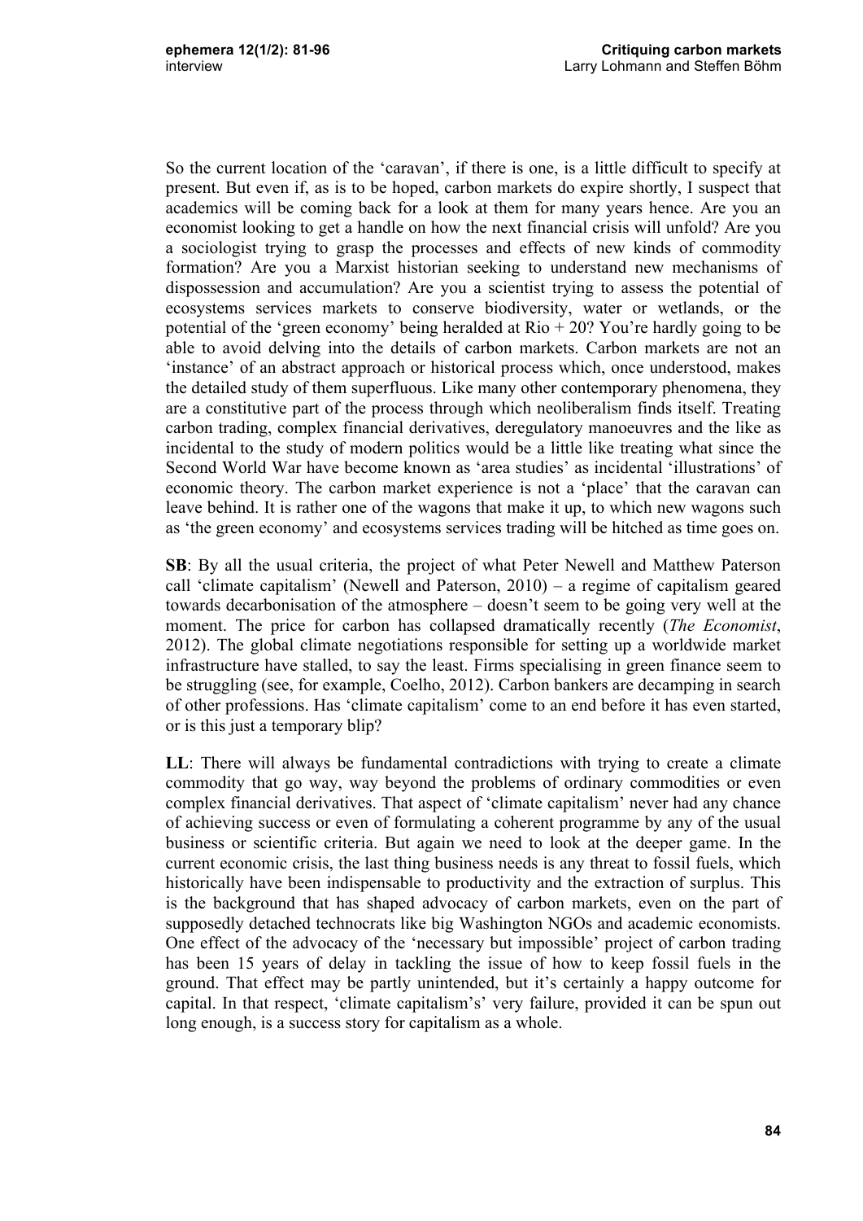So the current location of the 'caravan', if there is one, is a little difficult to specify at present. But even if, as is to be hoped, carbon markets do expire shortly, I suspect that academics will be coming back for a look at them for many years hence. Are you an economist looking to get a handle on how the next financial crisis will unfold? Are you a sociologist trying to grasp the processes and effects of new kinds of commodity formation? Are you a Marxist historian seeking to understand new mechanisms of dispossession and accumulation? Are you a scientist trying to assess the potential of ecosystems services markets to conserve biodiversity, water or wetlands, or the potential of the 'green economy' being heralded at Rio + 20? You're hardly going to be able to avoid delving into the details of carbon markets. Carbon markets are not an 'instance' of an abstract approach or historical process which, once understood, makes the detailed study of them superfluous. Like many other contemporary phenomena, they are a constitutive part of the process through which neoliberalism finds itself. Treating carbon trading, complex financial derivatives, deregulatory manoeuvres and the like as incidental to the study of modern politics would be a little like treating what since the Second World War have become known as 'area studies' as incidental 'illustrations' of economic theory. The carbon market experience is not a 'place' that the caravan can leave behind. It is rather one of the wagons that make it up, to which new wagons such as 'the green economy' and ecosystems services trading will be hitched as time goes on.

**SB**: By all the usual criteria, the project of what Peter Newell and Matthew Paterson call 'climate capitalism' (Newell and Paterson, 2010) – a regime of capitalism geared towards decarbonisation of the atmosphere – doesn't seem to be going very well at the moment. The price for carbon has collapsed dramatically recently (*The Economist*, 2012). The global climate negotiations responsible for setting up a worldwide market infrastructure have stalled, to say the least. Firms specialising in green finance seem to be struggling (see, for example, Coelho, 2012). Carbon bankers are decamping in search of other professions. Has 'climate capitalism' come to an end before it has even started, or is this just a temporary blip?

**LL**: There will always be fundamental contradictions with trying to create a climate commodity that go way, way beyond the problems of ordinary commodities or even complex financial derivatives. That aspect of 'climate capitalism' never had any chance of achieving success or even of formulating a coherent programme by any of the usual business or scientific criteria. But again we need to look at the deeper game. In the current economic crisis, the last thing business needs is any threat to fossil fuels, which historically have been indispensable to productivity and the extraction of surplus. This is the background that has shaped advocacy of carbon markets, even on the part of supposedly detached technocrats like big Washington NGOs and academic economists. One effect of the advocacy of the 'necessary but impossible' project of carbon trading has been 15 years of delay in tackling the issue of how to keep fossil fuels in the ground. That effect may be partly unintended, but it's certainly a happy outcome for capital. In that respect, 'climate capitalism's' very failure, provided it can be spun out long enough, is a success story for capitalism as a whole.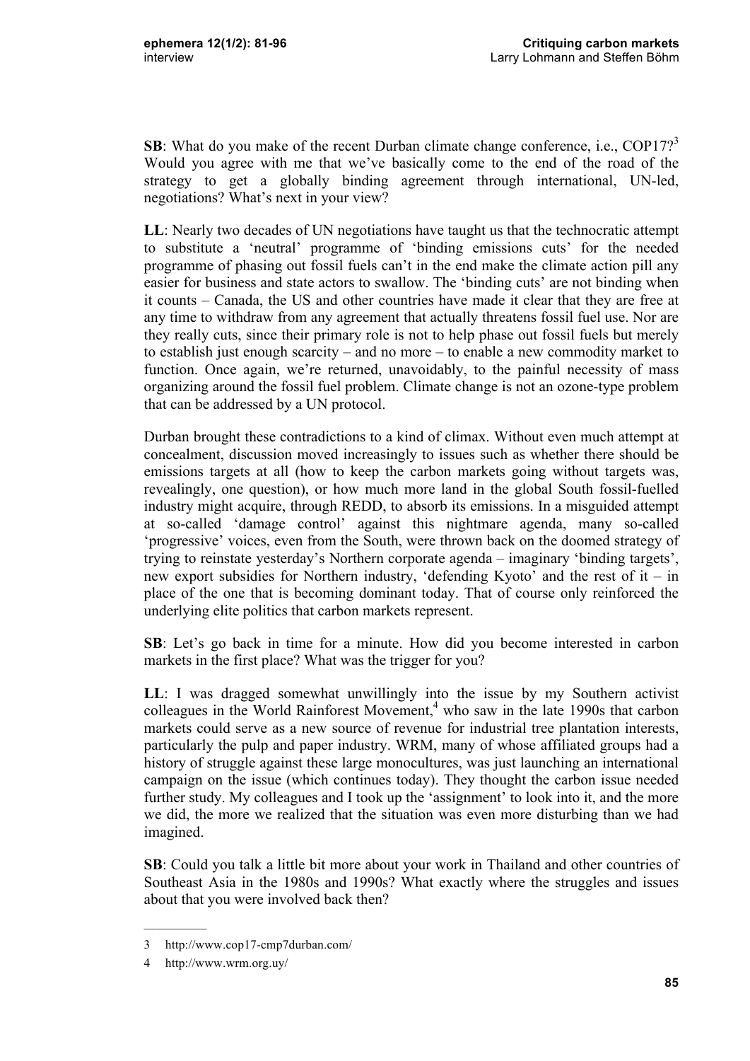**SB**: What do you make of the recent Durban climate change conference, i.e., COP17?[3] Would you agree with me that we've basically come to the end of the road of the strategy to get a globally binding agreement through international, UN-led, negotiations? What's next in your view?

**LL**: Nearly two decades of UN negotiations have taught us that the technocratic attempt to substitute a 'neutral' programme of 'binding emissions cuts' for the needed programme of phasing out fossil fuels can't in the end make the climate action pill any easier for business and state actors to swallow. The 'binding cuts' are not binding when it counts – Canada, the US and other countries have made it clear that they are free at any time to withdraw from any agreement that actually threatens fossil fuel use. Nor are they really cuts, since their primary role is not to help phase out fossil fuels but merely to establish just enough scarcity – and no more – to enable a new commodity market to function. Once again, we're returned, unavoidably, to the painful necessity of mass organizing around the fossil fuel problem. Climate change is not an ozone-type problem that can be addressed by a UN protocol.

Durban brought these contradictions to a kind of climax. Without even much attempt at concealment, discussion moved increasingly to issues such as whether there should be emissions targets at all (how to keep the carbon markets going without targets was, revealingly, one question), or how much more land in the global South fossil-fuelled industry might acquire, through REDD, to absorb its emissions. In a misguided attempt at so-called 'damage control' against this nightmare agenda, many so-called 'progressive' voices, even from the South, were thrown back on the doomed strategy of trying to reinstate yesterday's Northern corporate agenda – imaginary 'binding targets', new export subsidies for Northern industry, 'defending Kyoto' and the rest of it – in place of the one that is becoming dominant today. That of course only reinforced the underlying elite politics that carbon markets represent.

**SB**: Let's go back in time for a minute. How did you become interested in carbon markets in the first place? What was the trigger for you?

**LL**: I was dragged somewhat unwillingly into the issue by my Southern activist colleagues in the World Rainforest Movement,[4] who saw in the late 1990s that carbon markets could serve as a new source of revenue for industrial tree plantation interests, particularly the pulp and paper industry. WRM, many of whose affiliated groups had a history of struggle against these large monocultures, was just launching an international campaign on the issue (which continues today). They thought the carbon issue needed further study. My colleagues and I took up the 'assignment' to look into it, and the more we did, the more we realized that the situation was even more disturbing than we had imagined.

**SB**: Could you talk a little bit more about your work in Thailand and other countries of Southeast Asia in the 1980s and 1990s? What exactly where the struggles and issues about that you were involved back then?

---

3 http://www.cop17-cmp7durban.com/

4 http://www.wrm.org.uy/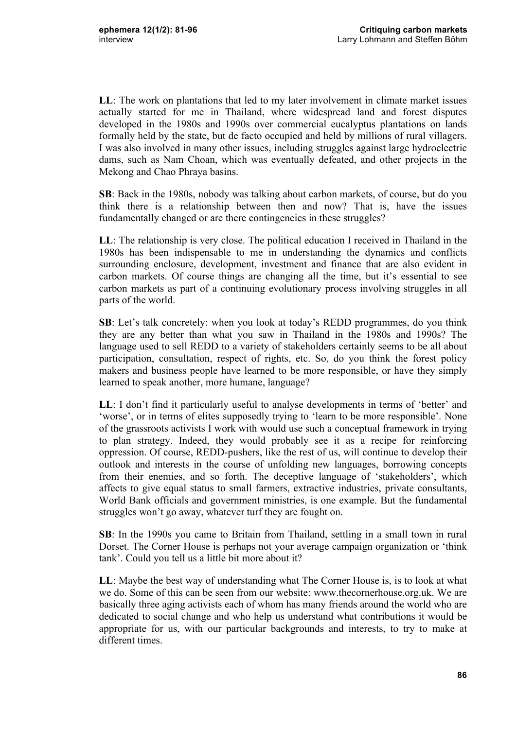**LL**: The work on plantations that led to my later involvement in climate market issues actually started for me in Thailand, where widespread land and forest disputes developed in the 1980s and 1990s over commercial eucalyptus plantations on lands formally held by the state, but de facto occupied and held by millions of rural villagers. I was also involved in many other issues, including struggles against large hydroelectric dams, such as Nam Choan, which was eventually defeated, and other projects in the Mekong and Chao Phraya basins.

**SB**: Back in the 1980s, nobody was talking about carbon markets, of course, but do you think there is a relationship between then and now? That is, have the issues fundamentally changed or are there contingencies in these struggles?

**LL**: The relationship is very close. The political education I received in Thailand in the 1980s has been indispensable to me in understanding the dynamics and conflicts surrounding enclosure, development, investment and finance that are also evident in carbon markets. Of course things are changing all the time, but it's essential to see carbon markets as part of a continuing evolutionary process involving struggles in all parts of the world.

**SB**: Let's talk concretely: when you look at today's REDD programmes, do you think they are any better than what you saw in Thailand in the 1980s and 1990s? The language used to sell REDD to a variety of stakeholders certainly seems to be all about participation, consultation, respect of rights, etc. So, do you think the forest policy makers and business people have learned to be more responsible, or have they simply learned to speak another, more humane, language?

**LL**: I don't find it particularly useful to analyse developments in terms of 'better' and 'worse', or in terms of elites supposedly trying to 'learn to be more responsible'. None of the grassroots activists I work with would use such a conceptual framework in trying to plan strategy. Indeed, they would probably see it as a recipe for reinforcing oppression. Of course, REDD-pushers, like the rest of us, will continue to develop their outlook and interests in the course of unfolding new languages, borrowing concepts from their enemies, and so forth. The deceptive language of 'stakeholders', which affects to give equal status to small farmers, extractive industries, private consultants, World Bank officials and government ministries, is one example. But the fundamental struggles won't go away, whatever turf they are fought on.

**SB**: In the 1990s you came to Britain from Thailand, settling in a small town in rural Dorset. The Corner House is perhaps not your average campaign organization or 'think tank'. Could you tell us a little bit more about it?

**LL**: Maybe the best way of understanding what The Corner House is, is to look at what we do. Some of this can be seen from our website: www.thecornerhouse.org.uk. We are basically three aging activists each of whom has many friends around the world who are dedicated to social change and who help us understand what contributions it would be appropriate for us, with our particular backgrounds and interests, to try to make at different times.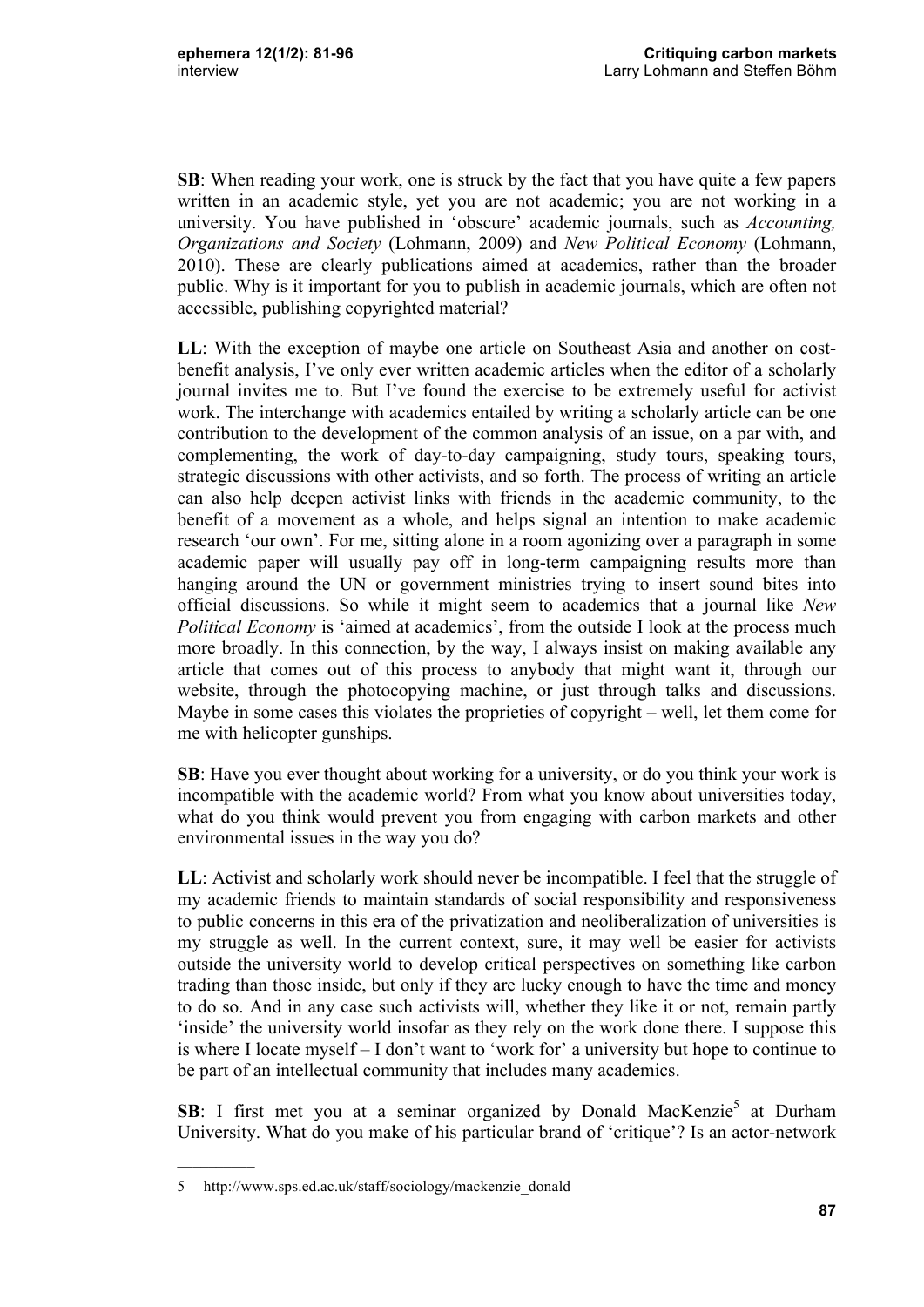**SB**: When reading your work, one is struck by the fact that you have quite a few papers written in an academic style, yet you are not academic; you are not working in a university. You have published in 'obscure' academic journals, such as *Accounting, Organizations and Society* (Lohmann, 2009) and *New Political Economy* (Lohmann, 2010). These are clearly publications aimed at academics, rather than the broader public. Why is it important for you to publish in academic journals, which are often not accessible, publishing copyrighted material?

**LL**: With the exception of maybe one article on Southeast Asia and another on cost-benefit analysis, I've only ever written academic articles when the editor of a scholarly journal invites me to. But I've found the exercise to be extremely useful for activist work. The interchange with academics entailed by writing a scholarly article can be one contribution to the development of the common analysis of an issue, on a par with, and complementing, the work of day-to-day campaigning, study tours, speaking tours, strategic discussions with other activists, and so forth. The process of writing an article can also help deepen activist links with friends in the academic community, to the benefit of a movement as a whole, and helps signal an intention to make academic research 'our own'. For me, sitting alone in a room agonizing over a paragraph in some academic paper will usually pay off in long-term campaigning results more than hanging around the UN or government ministries trying to insert sound bites into official discussions. So while it might seem to academics that a journal like *New Political Economy* is 'aimed at academics', from the outside I look at the process much more broadly. In this connection, by the way, I always insist on making available any article that comes out of this process to anybody that might want it, through our website, through the photocopying machine, or just through talks and discussions. Maybe in some cases this violates the proprieties of copyright – well, let them come for me with helicopter gunships.

**SB**: Have you ever thought about working for a university, or do you think your work is incompatible with the academic world? From what you know about universities today, what do you think would prevent you from engaging with carbon markets and other environmental issues in the way you do?

**LL**: Activist and scholarly work should never be incompatible. I feel that the struggle of my academic friends to maintain standards of social responsibility and responsiveness to public concerns in this era of the privatization and neoliberalization of universities is my struggle as well. In the current context, sure, it may well be easier for activists outside the university world to develop critical perspectives on something like carbon trading than those inside, but only if they are lucky enough to have the time and money to do so. And in any case such activists will, whether they like it or not, remain partly 'inside' the university world insofar as they rely on the work done there. I suppose this is where I locate myself – I don't want to 'work for' a university but hope to continue to be part of an intellectual community that includes many academics.

**SB**: I first met you at a seminar organized by Donald MacKenzie[5] at Durham University. What do you make of his particular brand of 'critique'? Is an actor-network

---

5 http://www.sps.ed.ac.uk/staff/sociology/mackenzie_donald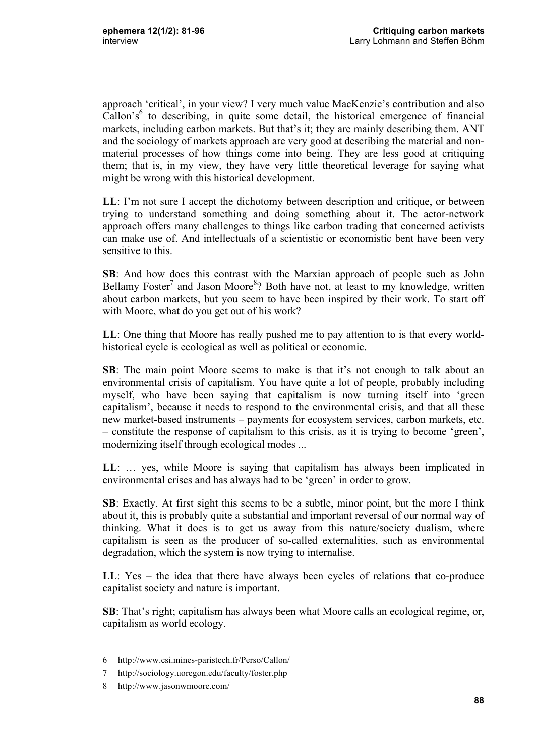approach 'critical', in your view? I very much value MacKenzie's contribution and also Callon's[6] to describing, in quite some detail, the historical emergence of financial markets, including carbon markets. But that's it; they are mainly describing them. ANT and the sociology of markets approach are very good at describing the material and non-material processes of how things come into being. They are less good at critiquing them; that is, in my view, they have very little theoretical leverage for saying what might be wrong with this historical development.

**LL**: I'm not sure I accept the dichotomy between description and critique, or between trying to understand something and doing something about it. The actor-network approach offers many challenges to things like carbon trading that concerned activists can make use of. And intellectuals of a scientistic or economistic bent have been very sensitive to this.

**SB**: And how does this contrast with the Marxian approach of people such as John Bellamy Foster[7] and Jason Moore[8]? Both have not, at least to my knowledge, written about carbon markets, but you seem to have been inspired by their work. To start off with Moore, what do you get out of his work?

**LL**: One thing that Moore has really pushed me to pay attention to is that every world-historical cycle is ecological as well as political or economic.

**SB**: The main point Moore seems to make is that it's not enough to talk about an environmental crisis of capitalism. You have quite a lot of people, probably including myself, who have been saying that capitalism is now turning itself into 'green capitalism', because it needs to respond to the environmental crisis, and that all these new market-based instruments – payments for ecosystem services, carbon markets, etc. – constitute the response of capitalism to this crisis, as it is trying to become 'green', modernizing itself through ecological modes ...

**LL**: … yes, while Moore is saying that capitalism has always been implicated in environmental crises and has always had to be 'green' in order to grow.

**SB**: Exactly. At first sight this seems to be a subtle, minor point, but the more I think about it, this is probably quite a substantial and important reversal of our normal way of thinking. What it does is to get us away from this nature/society dualism, where capitalism is seen as the producer of so-called externalities, such as environmental degradation, which the system is now trying to internalise.

**LL**: Yes – the idea that there have always been cycles of relations that co-produce capitalist society and nature is important.

**SB**: That's right; capitalism has always been what Moore calls an ecological regime, or, capitalism as world ecology.

---

6 http://www.csi.mines-paristech.fr/Perso/Callon/

7 http://sociology.uoregon.edu/faculty/foster.php

8 http://www.jasonwmoore.com/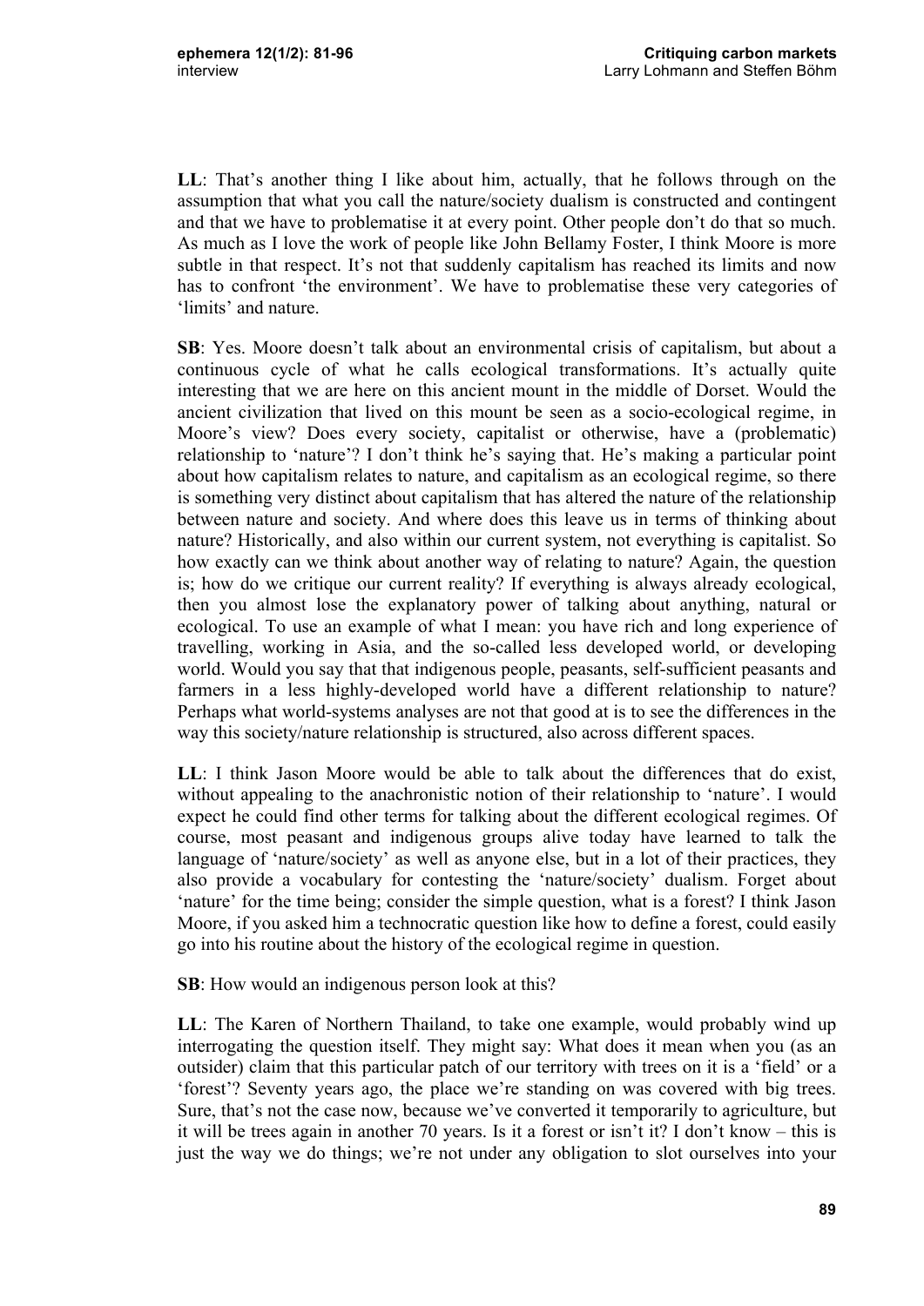**LL**: That's another thing I like about him, actually, that he follows through on the assumption that what you call the nature/society dualism is constructed and contingent and that we have to problematise it at every point. Other people don't do that so much. As much as I love the work of people like John Bellamy Foster, I think Moore is more subtle in that respect. It's not that suddenly capitalism has reached its limits and now has to confront 'the environment'. We have to problematise these very categories of 'limits' and nature.

**SB**: Yes. Moore doesn't talk about an environmental crisis of capitalism, but about a continuous cycle of what he calls ecological transformations. It's actually quite interesting that we are here on this ancient mount in the middle of Dorset. Would the ancient civilization that lived on this mount be seen as a socio-ecological regime, in Moore's view? Does every society, capitalist or otherwise, have a (problematic) relationship to 'nature'? I don't think he's saying that. He's making a particular point about how capitalism relates to nature, and capitalism as an ecological regime, so there is something very distinct about capitalism that has altered the nature of the relationship between nature and society. And where does this leave us in terms of thinking about nature? Historically, and also within our current system, not everything is capitalist. So how exactly can we think about another way of relating to nature? Again, the question is; how do we critique our current reality? If everything is always already ecological, then you almost lose the explanatory power of talking about anything, natural or ecological. To use an example of what I mean: you have rich and long experience of travelling, working in Asia, and the so-called less developed world, or developing world. Would you say that that indigenous people, peasants, self-sufficient peasants and farmers in a less highly-developed world have a different relationship to nature? Perhaps what world-systems analyses are not that good at is to see the differences in the way this society/nature relationship is structured, also across different spaces.

**LL**: I think Jason Moore would be able to talk about the differences that do exist, without appealing to the anachronistic notion of their relationship to 'nature'. I would expect he could find other terms for talking about the different ecological regimes. Of course, most peasant and indigenous groups alive today have learned to talk the language of 'nature/society' as well as anyone else, but in a lot of their practices, they also provide a vocabulary for contesting the 'nature/society' dualism. Forget about 'nature' for the time being; consider the simple question, what is a forest? I think Jason Moore, if you asked him a technocratic question like how to define a forest, could easily go into his routine about the history of the ecological regime in question.

**SB**: How would an indigenous person look at this?

**LL**: The Karen of Northern Thailand, to take one example, would probably wind up interrogating the question itself. They might say: What does it mean when you (as an outsider) claim that this particular patch of our territory with trees on it is a 'field' or a 'forest'? Seventy years ago, the place we're standing on was covered with big trees. Sure, that's not the case now, because we've converted it temporarily to agriculture, but it will be trees again in another 70 years. Is it a forest or isn't it? I don't know – this is just the way we do things; we're not under any obligation to slot ourselves into your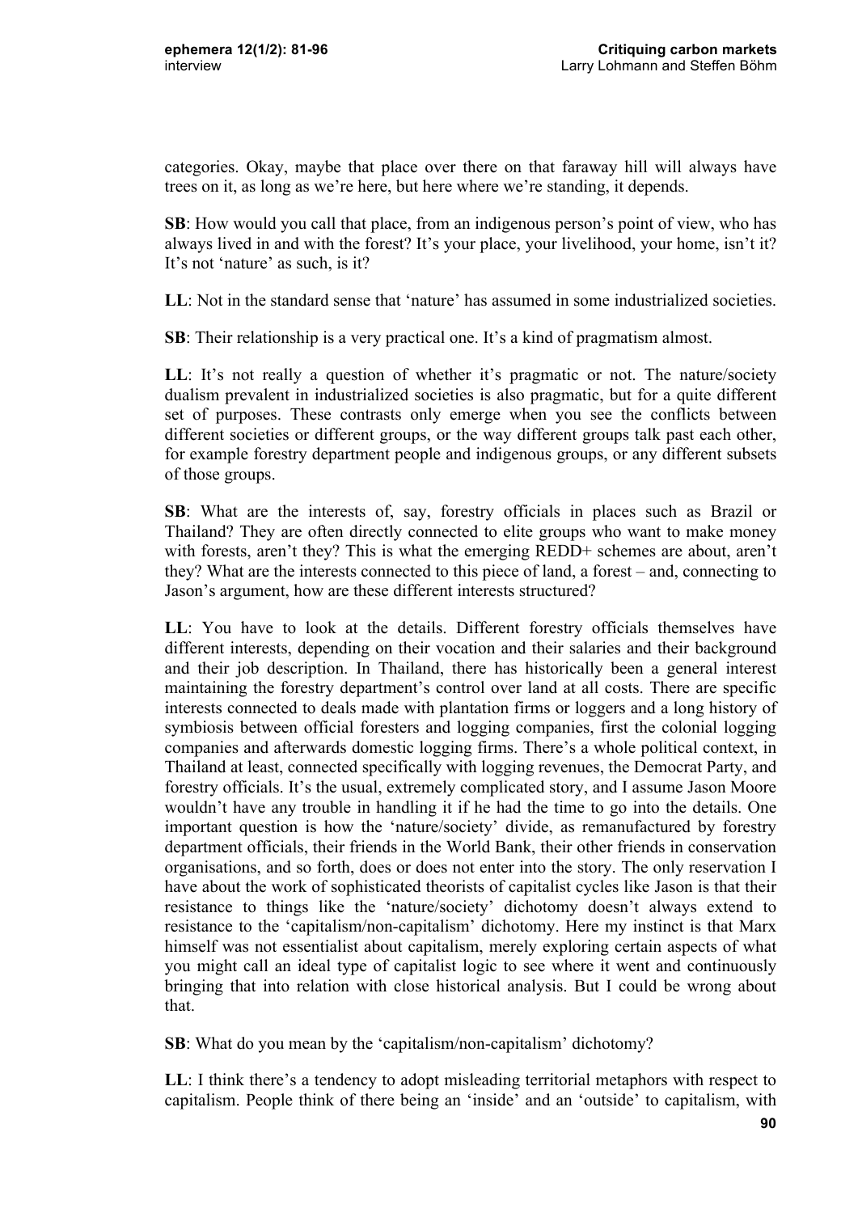categories. Okay, maybe that place over there on that faraway hill will always have trees on it, as long as we're here, but here where we're standing, it depends.

**SB**: How would you call that place, from an indigenous person's point of view, who has always lived in and with the forest? It's your place, your livelihood, your home, isn't it? It's not 'nature' as such, is it?

**LL**: Not in the standard sense that 'nature' has assumed in some industrialized societies.

**SB**: Their relationship is a very practical one. It's a kind of pragmatism almost.

**LL**: It's not really a question of whether it's pragmatic or not. The nature/society dualism prevalent in industrialized societies is also pragmatic, but for a quite different set of purposes. These contrasts only emerge when you see the conflicts between different societies or different groups, or the way different groups talk past each other, for example forestry department people and indigenous groups, or any different subsets of those groups.

**SB**: What are the interests of, say, forestry officials in places such as Brazil or Thailand? They are often directly connected to elite groups who want to make money with forests, aren't they? This is what the emerging REDD+ schemes are about, aren't they? What are the interests connected to this piece of land, a forest – and, connecting to Jason's argument, how are these different interests structured?

**LL**: You have to look at the details. Different forestry officials themselves have different interests, depending on their vocation and their salaries and their background and their job description. In Thailand, there has historically been a general interest maintaining the forestry department's control over land at all costs. There are specific interests connected to deals made with plantation firms or loggers and a long history of symbiosis between official foresters and logging companies, first the colonial logging companies and afterwards domestic logging firms. There's a whole political context, in Thailand at least, connected specifically with logging revenues, the Democrat Party, and forestry officials. It's the usual, extremely complicated story, and I assume Jason Moore wouldn't have any trouble in handling it if he had the time to go into the details. One important question is how the 'nature/society' divide, as remanufactured by forestry department officials, their friends in the World Bank, their other friends in conservation organisations, and so forth, does or does not enter into the story. The only reservation I have about the work of sophisticated theorists of capitalist cycles like Jason is that their resistance to things like the 'nature/society' dichotomy doesn't always extend to resistance to the 'capitalism/non-capitalism' dichotomy. Here my instinct is that Marx himself was not essentialist about capitalism, merely exploring certain aspects of what you might call an ideal type of capitalist logic to see where it went and continuously bringing that into relation with close historical analysis. But I could be wrong about that.

**SB**: What do you mean by the 'capitalism/non-capitalism' dichotomy?

**LL**: I think there's a tendency to adopt misleading territorial metaphors with respect to capitalism. People think of there being an 'inside' and an 'outside' to capitalism, with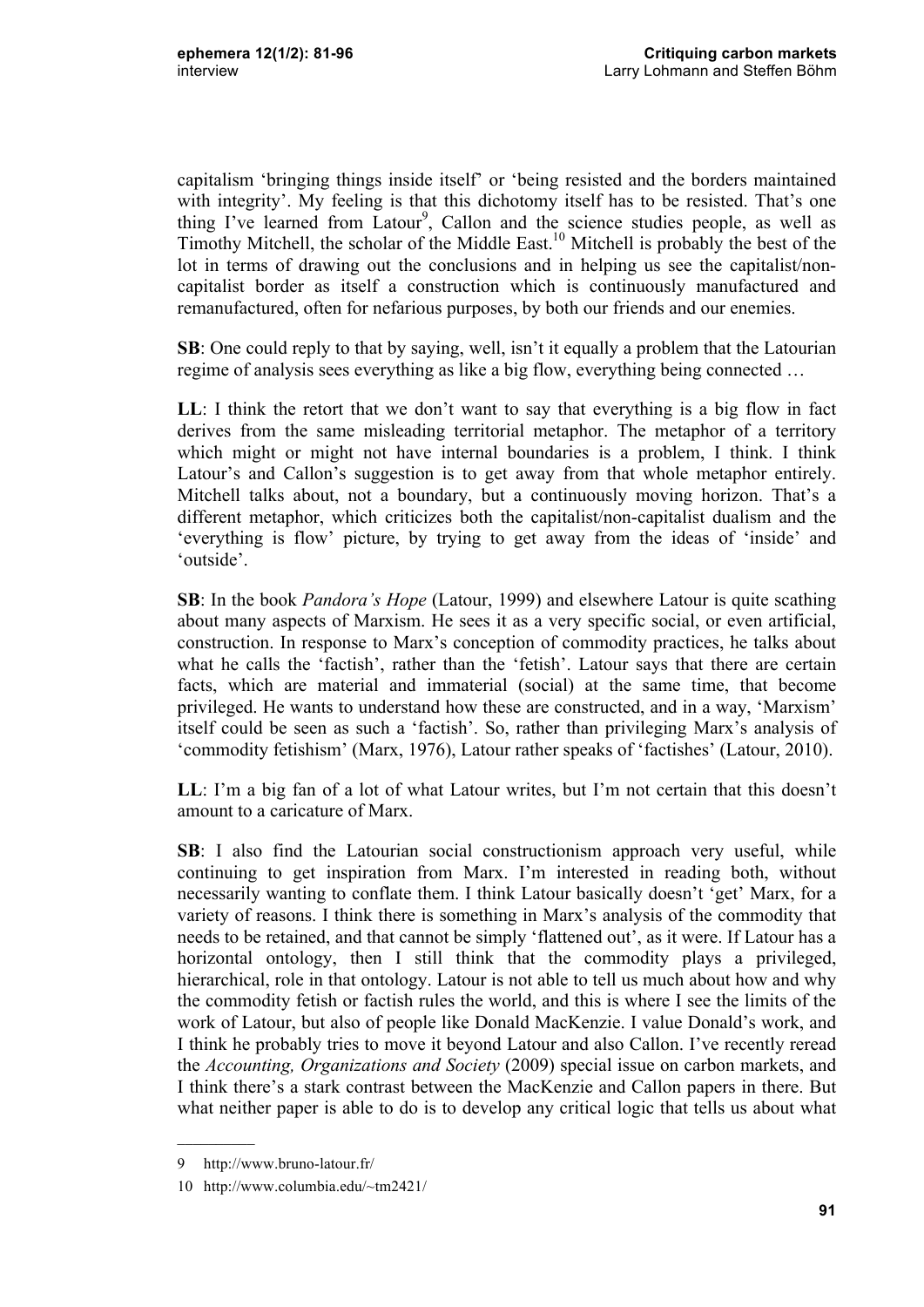capitalism 'bringing things inside itself' or 'being resisted and the borders maintained with integrity'. My feeling is that this dichotomy itself has to be resisted. That's one thing I've learned from Latour[9], Callon and the science studies people, as well as Timothy Mitchell, the scholar of the Middle East.[10] Mitchell is probably the best of the lot in terms of drawing out the conclusions and in helping us see the capitalist/non-capitalist border as itself a construction which is continuously manufactured and remanufactured, often for nefarious purposes, by both our friends and our enemies.

**SB**: One could reply to that by saying, well, isn't it equally a problem that the Latourian regime of analysis sees everything as like a big flow, everything being connected …

**LL**: I think the retort that we don't want to say that everything is a big flow in fact derives from the same misleading territorial metaphor. The metaphor of a territory which might or might not have internal boundaries is a problem, I think. I think Latour's and Callon's suggestion is to get away from that whole metaphor entirely. Mitchell talks about, not a boundary, but a continuously moving horizon. That's a different metaphor, which criticizes both the capitalist/non-capitalist dualism and the 'everything is flow' picture, by trying to get away from the ideas of 'inside' and 'outside'.

**SB**: In the book *Pandora's Hope* (Latour, 1999) and elsewhere Latour is quite scathing about many aspects of Marxism. He sees it as a very specific social, or even artificial, construction. In response to Marx's conception of commodity practices, he talks about what he calls the 'factish', rather than the 'fetish'. Latour says that there are certain facts, which are material and immaterial (social) at the same time, that become privileged. He wants to understand how these are constructed, and in a way, 'Marxism' itself could be seen as such a 'factish'. So, rather than privileging Marx's analysis of 'commodity fetishism' (Marx, 1976), Latour rather speaks of 'factishes' (Latour, 2010).

**LL**: I'm a big fan of a lot of what Latour writes, but I'm not certain that this doesn't amount to a caricature of Marx.

**SB**: I also find the Latourian social constructionism approach very useful, while continuing to get inspiration from Marx. I'm interested in reading both, without necessarily wanting to conflate them. I think Latour basically doesn't 'get' Marx, for a variety of reasons. I think there is something in Marx's analysis of the commodity that needs to be retained, and that cannot be simply 'flattened out', as it were. If Latour has a horizontal ontology, then I still think that the commodity plays a privileged, hierarchical, role in that ontology. Latour is not able to tell us much about how and why the commodity fetish or factish rules the world, and this is where I see the limits of the work of Latour, but also of people like Donald MacKenzie. I value Donald's work, and I think he probably tries to move it beyond Latour and also Callon. I've recently reread the *Accounting, Organizations and Society* (2009) special issue on carbon markets, and I think there's a stark contrast between the MacKenzie and Callon papers in there. But what neither paper is able to do is to develop any critical logic that tells us about what

---

9 http://www.bruno-latour.fr/

10 http://www.columbia.edu/~tm2421/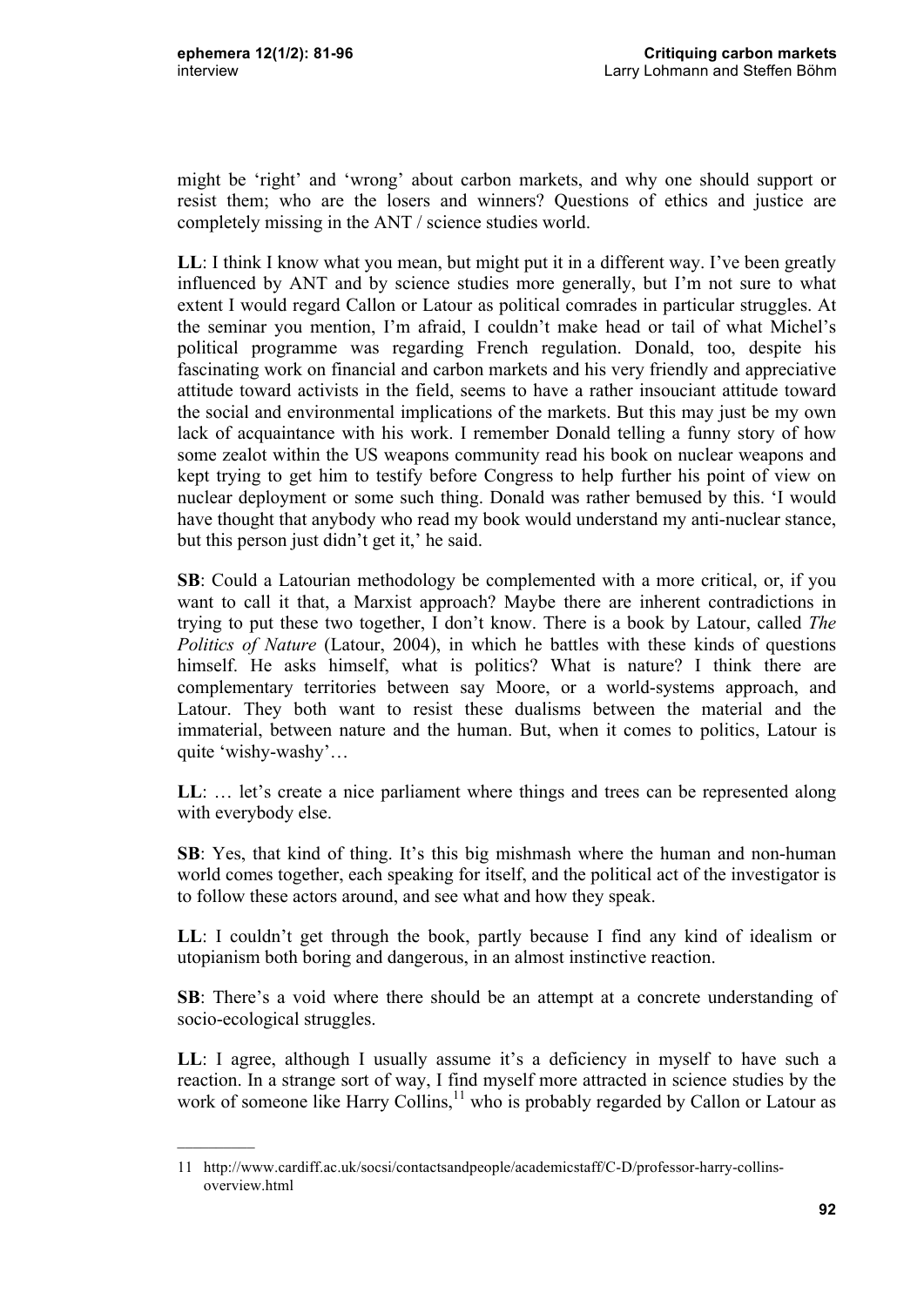might be 'right' and 'wrong' about carbon markets, and why one should support or resist them; who are the losers and winners? Questions of ethics and justice are completely missing in the ANT / science studies world.

**LL**: I think I know what you mean, but might put it in a different way. I've been greatly influenced by ANT and by science studies more generally, but I'm not sure to what extent I would regard Callon or Latour as political comrades in particular struggles. At the seminar you mention, I'm afraid, I couldn't make head or tail of what Michel's political programme was regarding French regulation. Donald, too, despite his fascinating work on financial and carbon markets and his very friendly and appreciative attitude toward activists in the field, seems to have a rather insouciant attitude toward the social and environmental implications of the markets. But this may just be my own lack of acquaintance with his work. I remember Donald telling a funny story of how some zealot within the US weapons community read his book on nuclear weapons and kept trying to get him to testify before Congress to help further his point of view on nuclear deployment or some such thing. Donald was rather bemused by this. 'I would have thought that anybody who read my book would understand my anti-nuclear stance, but this person just didn't get it,' he said.

**SB**: Could a Latourian methodology be complemented with a more critical, or, if you want to call it that, a Marxist approach? Maybe there are inherent contradictions in trying to put these two together, I don't know. There is a book by Latour, called *The Politics of Nature* (Latour, 2004), in which he battles with these kinds of questions himself. He asks himself, what is politics? What is nature? I think there are complementary territories between say Moore, or a world-systems approach, and Latour. They both want to resist these dualisms between the material and the immaterial, between nature and the human. But, when it comes to politics, Latour is quite 'wishy-washy'…

**LL**: … let's create a nice parliament where things and trees can be represented along with everybody else.

**SB**: Yes, that kind of thing. It's this big mishmash where the human and non-human world comes together, each speaking for itself, and the political act of the investigator is to follow these actors around, and see what and how they speak.

**LL**: I couldn't get through the book, partly because I find any kind of idealism or utopianism both boring and dangerous, in an almost instinctive reaction.

**SB**: There's a void where there should be an attempt at a concrete understanding of socio-ecological struggles.

**LL**: I agree, although I usually assume it's a deficiency in myself to have such a reaction. In a strange sort of way, I find myself more attracted in science studies by the work of someone like Harry Collins,[11] who is probably regarded by Callon or Latour as

---

11 http://www.cardiff.ac.uk/socsi/contactsandpeople/academicstaff/C-D/professor-harry-collins-overview.html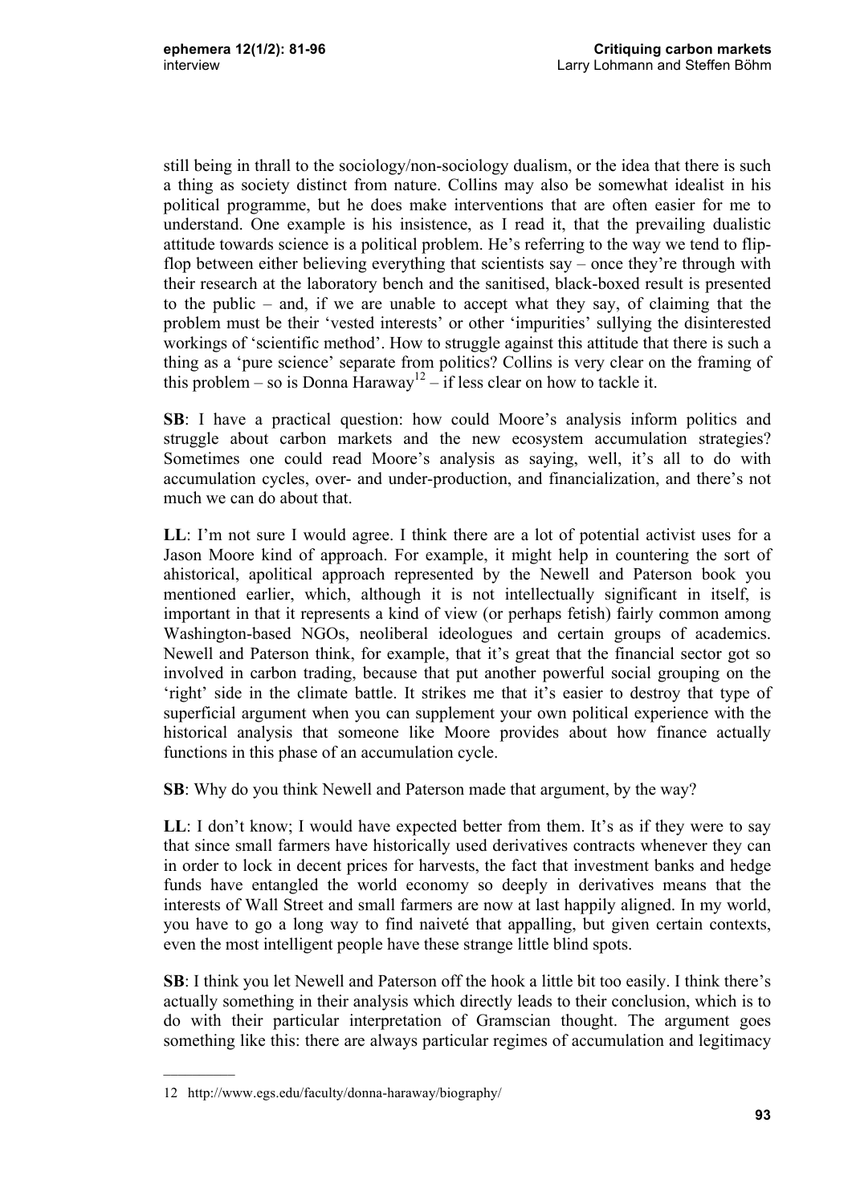still being in thrall to the sociology/non-sociology dualism, or the idea that there is such a thing as society distinct from nature. Collins may also be somewhat idealist in his political programme, but he does make interventions that are often easier for me to understand. One example is his insistence, as I read it, that the prevailing dualistic attitude towards science is a political problem. He's referring to the way we tend to flip-flop between either believing everything that scientists say – once they're through with their research at the laboratory bench and the sanitised, black-boxed result is presented to the public – and, if we are unable to accept what they say, of claiming that the problem must be their 'vested interests' or other 'impurities' sullying the disinterested workings of 'scientific method'. How to struggle against this attitude that there is such a thing as a 'pure science' separate from politics? Collins is very clear on the framing of this problem – so is Donna Haraway[12] – if less clear on how to tackle it.

**SB**: I have a practical question: how could Moore's analysis inform politics and struggle about carbon markets and the new ecosystem accumulation strategies? Sometimes one could read Moore's analysis as saying, well, it's all to do with accumulation cycles, over- and under-production, and financialization, and there's not much we can do about that.

**LL**: I'm not sure I would agree. I think there are a lot of potential activist uses for a Jason Moore kind of approach. For example, it might help in countering the sort of ahistorical, apolitical approach represented by the Newell and Paterson book you mentioned earlier, which, although it is not intellectually significant in itself, is important in that it represents a kind of view (or perhaps fetish) fairly common among Washington-based NGOs, neoliberal ideologues and certain groups of academics. Newell and Paterson think, for example, that it's great that the financial sector got so involved in carbon trading, because that put another powerful social grouping on the 'right' side in the climate battle. It strikes me that it's easier to destroy that type of superficial argument when you can supplement your own political experience with the historical analysis that someone like Moore provides about how finance actually functions in this phase of an accumulation cycle.

**SB**: Why do you think Newell and Paterson made that argument, by the way?

**LL**: I don't know; I would have expected better from them. It's as if they were to say that since small farmers have historically used derivatives contracts whenever they can in order to lock in decent prices for harvests, the fact that investment banks and hedge funds have entangled the world economy so deeply in derivatives means that the interests of Wall Street and small farmers are now at last happily aligned. In my world, you have to go a long way to find naiveté that appalling, but given certain contexts, even the most intelligent people have these strange little blind spots.

**SB**: I think you let Newell and Paterson off the hook a little bit too easily. I think there's actually something in their analysis which directly leads to their conclusion, which is to do with their particular interpretation of Gramscian thought. The argument goes something like this: there are always particular regimes of accumulation and legitimacy

---

12 http://www.egs.edu/faculty/donna-haraway/biography/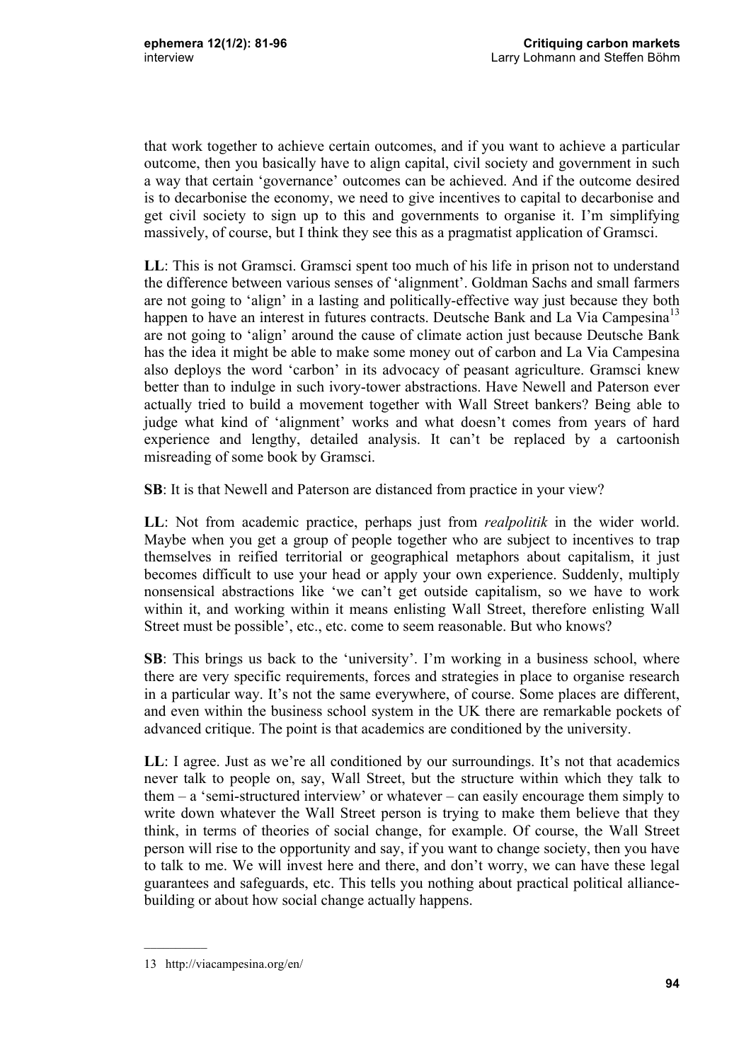that work together to achieve certain outcomes, and if you want to achieve a particular outcome, then you basically have to align capital, civil society and government in such a way that certain 'governance' outcomes can be achieved. And if the outcome desired is to decarbonise the economy, we need to give incentives to capital to decarbonise and get civil society to sign up to this and governments to organise it. I'm simplifying massively, of course, but I think they see this as a pragmatist application of Gramsci.

**LL**: This is not Gramsci. Gramsci spent too much of his life in prison not to understand the difference between various senses of 'alignment'. Goldman Sachs and small farmers are not going to 'align' in a lasting and politically-effective way just because they both happen to have an interest in futures contracts. Deutsche Bank and La Via Campesina[13] are not going to 'align' around the cause of climate action just because Deutsche Bank has the idea it might be able to make some money out of carbon and La Via Campesina also deploys the word 'carbon' in its advocacy of peasant agriculture. Gramsci knew better than to indulge in such ivory-tower abstractions. Have Newell and Paterson ever actually tried to build a movement together with Wall Street bankers? Being able to judge what kind of 'alignment' works and what doesn't comes from years of hard experience and lengthy, detailed analysis. It can't be replaced by a cartoonish misreading of some book by Gramsci.

**SB**: It is that Newell and Paterson are distanced from practice in your view?

**LL**: Not from academic practice, perhaps just from *realpolitik* in the wider world. Maybe when you get a group of people together who are subject to incentives to trap themselves in reified territorial or geographical metaphors about capitalism, it just becomes difficult to use your head or apply your own experience. Suddenly, multiply nonsensical abstractions like 'we can't get outside capitalism, so we have to work within it, and working within it means enlisting Wall Street, therefore enlisting Wall Street must be possible', etc., etc. come to seem reasonable. But who knows?

**SB**: This brings us back to the 'university'. I'm working in a business school, where there are very specific requirements, forces and strategies in place to organise research in a particular way. It's not the same everywhere, of course. Some places are different, and even within the business school system in the UK there are remarkable pockets of advanced critique. The point is that academics are conditioned by the university.

**LL**: I agree. Just as we're all conditioned by our surroundings. It's not that academics never talk to people on, say, Wall Street, but the structure within which they talk to them – a 'semi-structured interview' or whatever – can easily encourage them simply to write down whatever the Wall Street person is trying to make them believe that they think, in terms of theories of social change, for example. Of course, the Wall Street person will rise to the opportunity and say, if you want to change society, then you have to talk to me. We will invest here and there, and don't worry, we can have these legal guarantees and safeguards, etc. This tells you nothing about practical political alliance-building or about how social change actually happens.

---

13 http://viacampesina.org/en/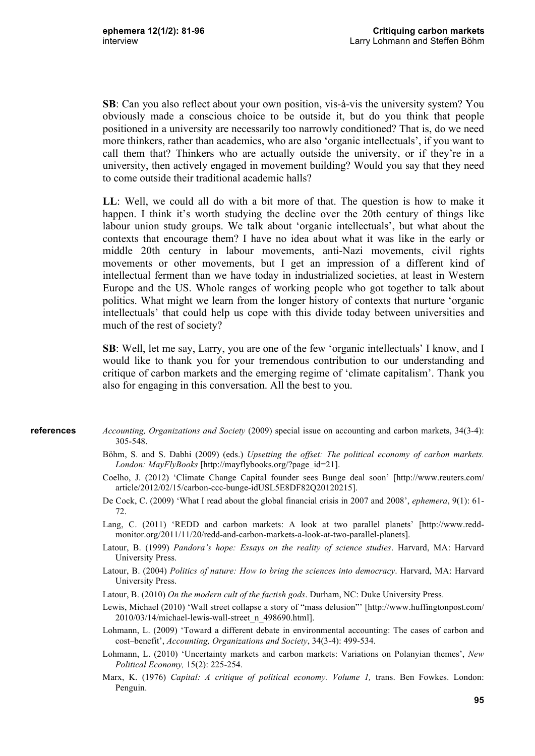**SB**: Can you also reflect about your own position, vis-à-vis the university system? You obviously made a conscious choice to be outside it, but do you think that people positioned in a university are necessarily too narrowly conditioned? That is, do we need more thinkers, rather than academics, who are also 'organic intellectuals', if you want to call them that? Thinkers who are actually outside the university, or if they're in a university, then actively engaged in movement building? Would you say that they need to come outside their traditional academic halls?

**LL**: Well, we could all do with a bit more of that. The question is how to make it happen. I think it's worth studying the decline over the 20th century of things like labour union study groups. We talk about 'organic intellectuals', but what about the contexts that encourage them? I have no idea about what it was like in the early or middle 20th century in labour movements, anti-Nazi movements, civil rights movements or other movements, but I get an impression of a different kind of intellectual ferment than we have today in industrialized societies, at least in Western Europe and the US. Whole ranges of working people who got together to talk about politics. What might we learn from the longer history of contexts that nurture 'organic intellectuals' that could help us cope with this divide today between universities and much of the rest of society?

**SB**: Well, let me say, Larry, you are one of the few 'organic intellectuals' I know, and I would like to thank you for your tremendous contribution to our understanding and critique of carbon markets and the emerging regime of 'climate capitalism'. Thank you also for engaging in this conversation. All the best to you.

**references**

*Accounting, Organizations and Society* (2009) special issue on accounting and carbon markets, 34(3-4): 305-548.

Böhm, S. and S. Dabhi (2009) (eds.) *Upsetting the offset: The political economy of carbon markets. London: MayFlyBooks* [http://mayflybooks.org/?page_id=21].

Coelho, J. (2012) 'Climate Change Capital founder sees Bunge deal soon' [http://www.reuters.com/article/2012/02/15/carbon-ccc-bunge-idUSL5E8DF82Q20120215].

De Cock, C. (2009) 'What I read about the global financial crisis in 2007 and 2008', *ephemera*, 9(1): 61-72.

Lang, C. (2011) 'REDD and carbon markets: A look at two parallel planets' [http://www.redd-monitor.org/2011/11/20/redd-and-carbon-markets-a-look-at-two-parallel-planets].

Latour, B. (1999) *Pandora's hope: Essays on the reality of science studies*. Harvard, MA: Harvard University Press.

Latour, B. (2004) *Politics of nature: How to bring the sciences into democracy*. Harvard, MA: Harvard University Press.

Latour, B. (2010) *On the modern cult of the factish gods*. Durham, NC: Duke University Press.

Lewis, Michael (2010) 'Wall street collapse a story of "mass delusion"' [http://www.huffingtonpost.com/2010/03/14/michael-lewis-wall-street_n_498690.html].

Lohmann, L. (2009) 'Toward a different debate in environmental accounting: The cases of carbon and cost–benefit', *Accounting, Organizations and Society*, 34(3-4): 499-534.

Lohmann, L. (2010) 'Uncertainty markets and carbon markets: Variations on Polanyian themes', *New Political Economy,* 15(2): 225-254.

Marx, K. (1976) *Capital: A critique of political economy. Volume 1,* trans. Ben Fowkes. London: Penguin.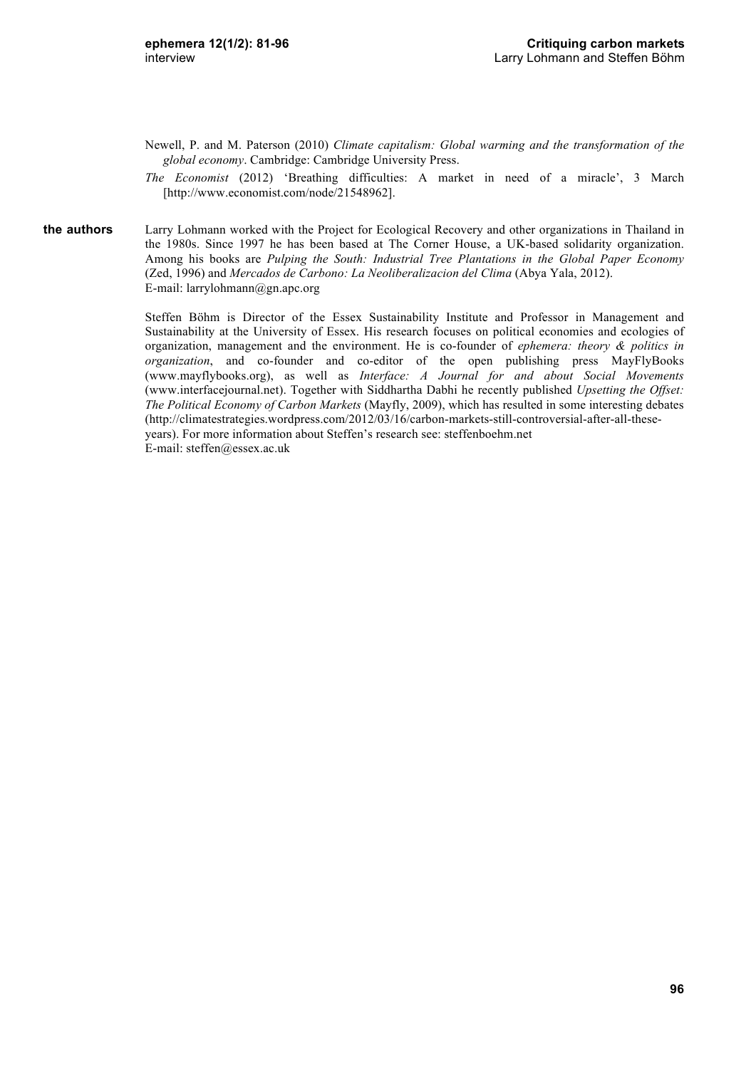Newell, P. and M. Paterson (2010) *Climate capitalism: Global warming and the transformation of the global economy*. Cambridge: Cambridge University Press.

*The Economist* (2012) 'Breathing difficulties: A market in need of a miracle', 3 March [http://www.economist.com/node/21548962].

**the authors**

Larry Lohmann worked with the Project for Ecological Recovery and other organizations in Thailand in the 1980s. Since 1997 he has been based at The Corner House, a UK-based solidarity organization. Among his books are *Pulping the South: Industrial Tree Plantations in the Global Paper Economy* (Zed, 1996) and *Mercados de Carbono: La Neoliberalizacion del Clima* (Abya Yala, 2012).
E-mail: larrylohmann@gn.apc.org

Steffen Böhm is Director of the Essex Sustainability Institute and Professor in Management and Sustainability at the University of Essex. His research focuses on political economies and ecologies of organization, management and the environment. He is co-founder of *ephemera: theory & politics in organization*, and co-founder and co-editor of the open publishing press MayFlyBooks (www.mayflybooks.org), as well as *Interface: A Journal for and about Social Movements* (www.interfacejournal.net). Together with Siddhartha Dabhi he recently published *Upsetting the Offset: The Political Economy of Carbon Markets* (Mayfly, 2009), which has resulted in some interesting debates (http://climatestrategies.wordpress.com/2012/03/16/carbon-markets-still-controversial-after-all-these-years). For more information about Steffen's research see: steffenboehm.net
E-mail: steffen@essex.ac.uk